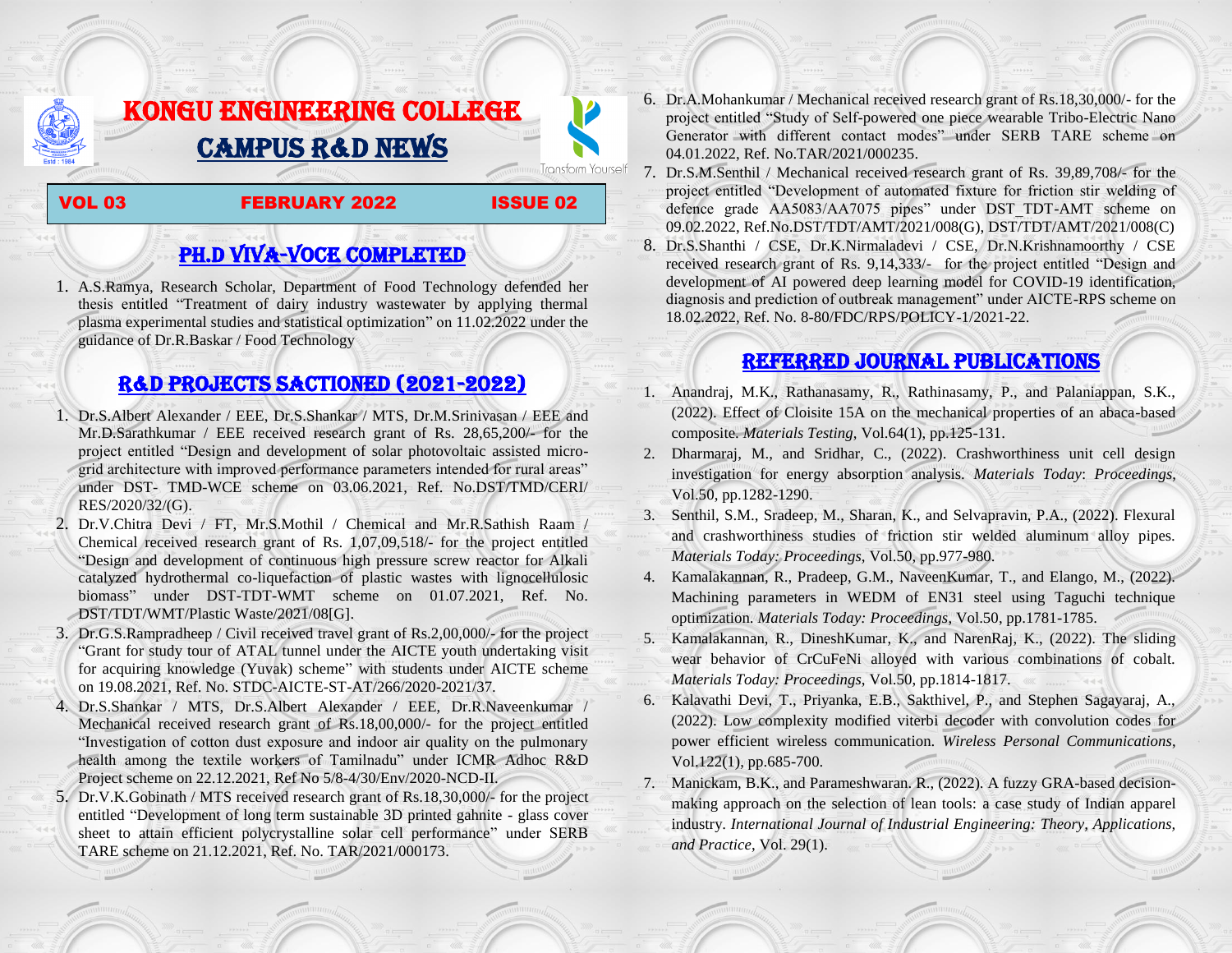# KONGU ENGINEERING COLLEGE

# CAMPUS R&D NEWS

Transform Yourself

**VOL 03 FEBRUARY 2022 ISSUE 02**

## PH.D VIVA-VOCE COMPLETED

1. A.S.Ramya, Research Scholar, Department of Food Technology defended her thesis entitled "Treatment of dairy industry wastewater by applying thermal plasma experimental studies and statistical optimization" on 11.02.2022 under the guidance of Dr.R.Baskar / Food Technology

## R&D PROJECTS SACTIONED (2021-2022)

1. Dr.S.Albert Alexander / EEE, Dr.S.Shankar / MTS, Dr.M.Srinivasan / EEE and Mr.D.Sarathkumar / EEE received research grant of Rs. 28,65,200/- for the project entitled "Design and development of solar photovoltaic assisted micro-grid architecture with improved performance parameters intended for rural areas" under DST- TMD-WCE scheme on 03.06.2021, Ref. No.DST/TMD/CERI/RES/2020/32/(G).
2. Dr.V.Chitra Devi / FT, Mr.S.Mothil / Chemical and Mr.R.Sathish Raam / Chemical received research grant of Rs. 1,07,09,518/- for the project entitled "Design and development of continuous high pressure screw reactor for Alkali catalyzed hydrothermal co-liquefaction of plastic wastes with lignocellulosic biomass" under DST-TDT-WMT scheme on 01.07.2021, Ref. No. DST/TDT/WMT/Plastic Waste/2021/08[G].
3. Dr.G.S.Rampradheep / Civil received travel grant of Rs.2,00,000/- for the project "Grant for study tour of ATAL tunnel under the AICTE youth undertaking visit for acquiring knowledge (Yuvak) scheme" with students under AICTE scheme on 19.08.2021, Ref. No. STDC-AICTE-ST-AT/266/2020-2021/37.
4. Dr.S.Shankar / MTS, Dr.S.Albert Alexander / EEE, Dr.R.Naveenkumar / Mechanical received research grant of Rs.18,00,000/- for the project entitled "Investigation of cotton dust exposure and indoor air quality on the pulmonary health among the textile workers of Tamilnadu" under ICMR Adhoc R&D Project scheme on 22.12.2021, Ref No 5/8-4/30/Env/2020-NCD-II.
5. Dr.V.K.Gobinath / MTS received research grant of Rs.18,30,000/- for the project entitled "Development of long term sustainable 3D printed gahnite - glass cover sheet to attain efficient polycrystalline solar cell performance" under SERB TARE scheme on 21.12.2021, Ref. No. TAR/2021/000173.
6. Dr.A.Mohankumar / Mechanical received research grant of Rs.18,30,000/- for the project entitled "Study of Self-powered one piece wearable Tribo-Electric Nano Generator with different contact modes" under SERB TARE scheme on 04.01.2022, Ref. No.TAR/2021/000235.
7. Dr.S.M.Senthil / Mechanical received research grant of Rs. 39,89,708/- for the project entitled "Development of automated fixture for friction stir welding of defence grade AA5083/AA7075 pipes" under DST_TDT-AMT scheme on 09.02.2022, Ref.No.DST/TDT/AMT/2021/008(G), DST/TDT/AMT/2021/008(C)
8. Dr.S.Shanthi / CSE, Dr.K.Nirmaladevi / CSE, Dr.N.Krishnamoorthy / CSE received research grant of Rs. 9,14,333/- for the project entitled "Design and development of AI powered deep learning model for COVID-19 identification, diagnosis and prediction of outbreak management" under AICTE-RPS scheme on 18.02.2022, Ref. No. 8-80/FDC/RPS/POLICY-1/2021-22.

## REFERRED JOURNAL PUBLICATIONS

1. Anandraj, M.K., Rathanasamy, R., Rathinasamy, P., and Palaniappan, S.K., (2022). Effect of Cloisite 15A on the mechanical properties of an abaca-based composite. *Materials Testing*, Vol.64(1), pp.125-131.
2. Dharmaraj, M., and Sridhar, C., (2022). Crashworthiness unit cell design investigation for energy absorption analysis. *Materials Today*: *Proceedings*, Vol.50, pp.1282-1290.
3. Senthil, S.M., Sradeep, M., Sharan, K., and Selvapravin, P.A., (2022). Flexural and crashworthiness studies of friction stir welded aluminum alloy pipes. *Materials Today: Proceedings*, Vol.50, pp.977-980.
4. Kamalakannan, R., Pradeep, G.M., NaveenKumar, T., and Elango, M., (2022). Machining parameters in WEDM of EN31 steel using Taguchi technique optimization. *Materials Today: Proceedings*, Vol.50, pp.1781-1785.
5. Kamalakannan, R., DineshKumar, K., and NarenRaj, K., (2022). The sliding wear behavior of CrCuFeNi alloyed with various combinations of cobalt. *Materials Today: Proceedings*, Vol.50, pp.1814-1817.
6. Kalavathi Devi, T., Priyanka, E.B., Sakthivel, P., and Stephen Sagayaraj, A., (2022). Low complexity modified viterbi decoder with convolution codes for power efficient wireless communication. *Wireless Personal Communications*, Vol.122(1), pp.685-700.
7. Manickam, B.K., and Parameshwaran. R., (2022). A fuzzy GRA-based decision-making approach on the selection of lean tools: a case study of Indian apparel industry. *International Journal of Industrial Engineering: Theory, Applications, and Practice*, Vol. 29(1).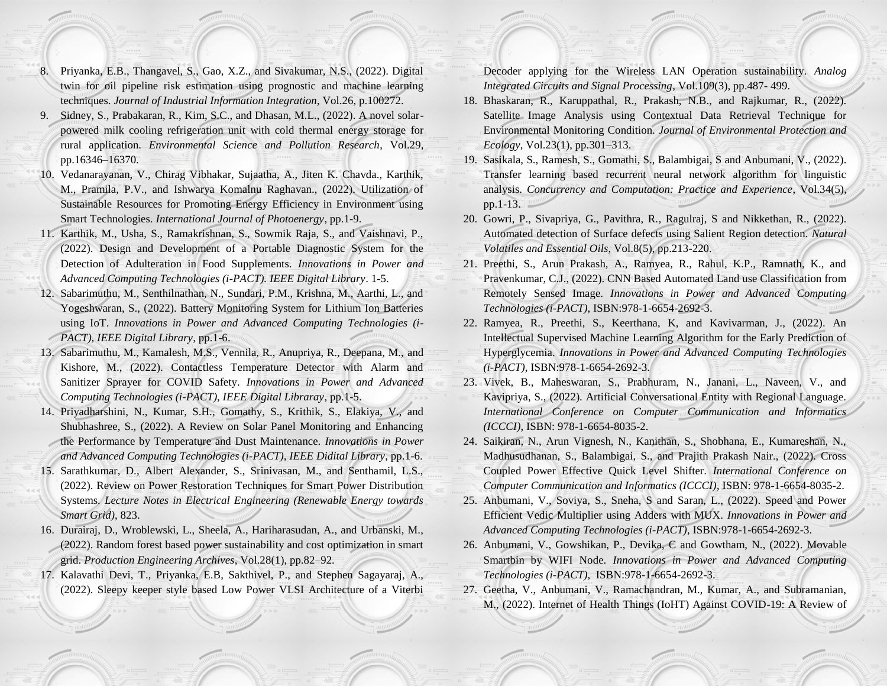8. Priyanka, E.B., Thangavel, S., Gao, X.Z., and Sivakumar, N.S., (2022). Digital twin for oil pipeline risk estimation using prognostic and machine learning techniques. *Journal of Industrial Information Integration*, Vol.26, p.100272.
9. Sidney, S., Prabakaran, R., Kim, S.C., and Dhasan, M.L., (2022). A novel solar-powered milk cooling refrigeration unit with cold thermal energy storage for rural application. *Environmental Science and Pollution Research*, Vol.29, pp.16346–16370.
10. Vedanarayanan, V., Chirag Vibhakar, Sujaatha, A., Jiten K. Chavda., Karthik, M., Pramila, P.V., and Ishwarya Komalnu Raghavan., (2022). Utilization of Sustainable Resources for Promoting Energy Efficiency in Environment using Smart Technologies. *International Journal of Photoenergy*, pp.1-9.
11. Karthik, M., Usha, S., Ramakrishnan, S., Sowmik Raja, S., and Vaishnavi, P., (2022). Design and Development of a Portable Diagnostic System for the Detection of Adulteration in Food Supplements. *Innovations in Power and Advanced Computing Technologies (i-PACT). IEEE Digital Library*. 1-5.
12. Sabarimuthu, M., Senthilnathan, N., Sundari, P.M., Krishna, M., Aarthi, L., and Yogeshwaran, S., (2022). Battery Monitoring System for Lithium Ion Batteries using IoT. *Innovations in Power and Advanced Computing Technologies (i-PACT), IEEE Digital Library*, pp.1-6.
13. Sabarimuthu, M., Kamalesh, M.S., Vennila, R., Anupriya, R., Deepana, M., and Kishore, M., (2022). Contactless Temperature Detector with Alarm and Sanitizer Sprayer for COVID Safety. *Innovations in Power and Advanced Computing Technologies (i-PACT), IEEE Digital Libraray*, pp.1-5.
14. Priyadharshini, N., Kumar, S.H., Gomathy, S., Krithik, S., Elakiya, V., and Shubhashree, S., (2022). A Review on Solar Panel Monitoring and Enhancing the Performance by Temperature and Dust Maintenance. *Innovations in Power and Advanced Computing Technologies (i-PACT), IEEE Didital Library*, pp.1-6.
15. Sarathkumar, D., Albert Alexander, S., Srinivasan, M., and Senthamil, L.S., (2022). Review on Power Restoration Techniques for Smart Power Distribution Systems. *Lecture Notes in Electrical Engineering (Renewable Energy towards Smart Grid)*, 823.
16. Durairaj, D., Wroblewski, L., Sheela, A., Hariharasudan, A., and Urbanski, M., (2022). Random forest based power sustainability and cost optimization in smart grid. *Production Engineering Archives*, Vol.28(1), pp.82–92.
17. Kalavathi Devi, T., Priyanka, E.B, Sakthivel, P., and Stephen Sagayaraj, A., (2022). Sleepy keeper style based Low Power VLSI Architecture of a Viterbi Decoder applying for the Wireless LAN Operation sustainability. *Analog Integrated Circuits and Signal Processing*, Vol.109(3), pp.487- 499.
18. Bhaskaran, R., Karuppathal, R., Prakash, N.B., and Rajkumar, R., (2022). Satellite Image Analysis using Contextual Data Retrieval Technique for Environmental Monitoring Condition. *Journal of Environmental Protection and Ecology*, Vol.23(1), pp.301–313.
19. Sasikala, S., Ramesh, S., Gomathi, S., Balambigai, S and Anbumani, V., (2022). Transfer learning based recurrent neural network algorithm for linguistic analysis. *Concurrency and Computation: Practice and Experience*, Vol.34(5), pp.1-13.
20. Gowri, P., Sivapriya, G., Pavithra, R., Ragulraj, S and Nikkethan, R., (2022). Automated detection of Surface defects using Salient Region detection. *Natural Volatiles and Essential Oils*, Vol.8(5), pp.213-220.
21. Preethi, S., Arun Prakash, A., Ramyea, R., Rahul, K.P., Ramnath, K., and Pravenkumar, C.J., (2022). CNN Based Automated Land use Classification from Remotely Sensed Image. *Innovations in Power and Advanced Computing Technologies (i-PACT)*, ISBN:978-1-6654-2692-3.
22. Ramyea, R., Preethi, S., Keerthana, K, and Kavivarman, J., (2022). An Intellectual Supervised Machine Learning Algorithm for the Early Prediction of Hyperglycemia. *Innovations in Power and Advanced Computing Technologies (i-PACT)*, ISBN:978-1-6654-2692-3.
23. Vivek, B., Maheswaran, S., Prabhuram, N., Janani, L., Naveen, V., and Kavipriya, S., (2022). Artificial Conversational Entity with Regional Language. *International Conference on Computer Communication and Informatics (ICCCI)*, ISBN: 978-1-6654-8035-2.
24. Saikiran, N., Arun Vignesh, N., Kanithan, S., Shobhana, E., Kumareshan, N., Madhusudhanan, S., Balambigai, S., and Prajith Prakash Nair., (2022). Cross Coupled Power Effective Quick Level Shifter. *International Conference on Computer Communication and Informatics (ICCCI)*, ISBN: 978-1-6654-8035-2.
25. Anbumani, V., Soviya, S., Sneha, S and Saran, L., (2022). Speed and Power Efficient Vedic Multiplier using Adders with MUX. *Innovations in Power and Advanced Computing Technologies (i-PACT)*, ISBN:978-1-6654-2692-3.
26. Anbumani, V., Gowshikan, P., Devika, C and Gowtham, N., (2022). Movable Smartbin by WIFI Node. *Innovations in Power and Advanced Computing Technologies (i-PACT)*, ISBN:978-1-6654-2692-3.
27. Geetha, V., Anbumani, V., Ramachandran, M., Kumar, A., and Subramanian, M., (2022). Internet of Health Things (IoHT) Against COVID-19: A Review of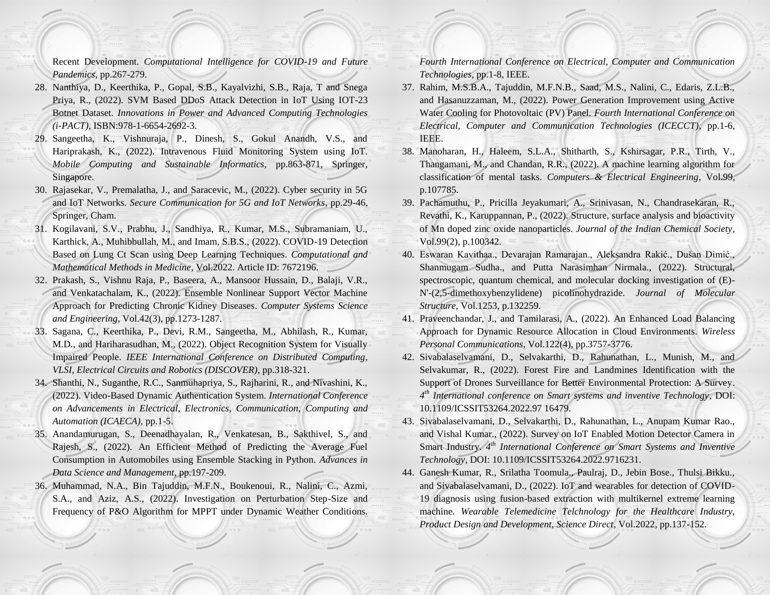Recent Development. *Computational Intelligence for COVID-19 and Future Pandemics*, pp.267-279.

28. Nanthiya, D., Keerthika, P., Gopal, S.B., Kayalvizhi, S.B., Raja, T and Snega Priya, R., (2022). SVM Based DDoS Attack Detection in IoT Using IOT-23 Botnet Dataset. *Innovations in Power and Advanced Computing Technologies (i-PACT)*, ISBN:978-1-6654-2692-3.
29. Sangeetha, K., Vishnuraja, P., Dinesh, S., Gokul Anandh, V.S., and Hariprakash, K., (2022). Intravenous Fluid Monitoring System using IoT. *Mobile Computing and Sustainable Informatics*, pp.863-871, Springer, Singapore.
30. Rajasekar, V., Premalatha, J., and Saracevic, M., (2022). Cyber security in 5G and IoT Networks. *Secure Communication for 5G and IoT Networks*, pp.29-46, Springer, Cham.
31. Kogilavani, S.V., Prabhu, J., Sandhiya, R., Kumar, M.S., Subramaniam, U., Karthick, A., Muhibbullah, M., and Imam, S.B.S., (2022). COVID-19 Detection Based on Lung Ct Scan using Deep Learning Techniques. *Computational and Mathematical Methods in Medicine*, Vol.2022. Article ID: 7672196.
32. Prakash, S., Vishnu Raja, P., Baseera, A., Mansoor Hussain, D., Balaji, V.R., and Venkatachalam, K., (2022). Ensemble Nonlinear Support Vector Machine Approach for Predicting Chronic Kidney Diseases. *Computer Systems Science and Engineering*, Vol.42(3), pp.1273-1287.
33. Sagana, C., Keerthika, P., Devi, R.M., Sangeetha, M., Abhilash, R., Kumar, M.D., and Hariharasudhan, M., (2022). Object Recognition System for Visually Impaired People. *IEEE International Conference on Distributed Computing, VLSI, Electrical Circuits and Robotics (DISCOVER)*, pp.318-321.
34. Shanthi, N., Suganthe, R.C., Sanmuhapriya, S., Rajharini, R., and Nivashini, K., (2022). Video-Based Dynamic Authentication System. *International Conference on Advancements in Electrical, Electronics, Communication, Computing and Automation (ICAECA)*, pp.1-5.
35. Anandamurugan, S., Deenadhayalan, R., Venkatesan, B., Sakthivel, S., and Rajesh, S., (2022). An Efficient Method of Predicting the Average Fuel Consumption in Automobiles using Ensemble Stacking in Python. *Advances in Data Science and Management*, pp.197-209.
36. Muhammad, N.A., Bin Tajuddin, M.F.N., Boukenoui, R., Nalini, C., Azmi, S.A., and Aziz, A.S., (2022). Investigation on Perturbation Step-Size and Frequency of P&O Algorithm for MPPT under Dynamic Weather Conditions. *Fourth International Conference on Electrical, Computer and Communication Technologies*, pp.1-8, IEEE.
37. Rahim, M.S.B.A., Tajuddin, M.F.N.B., Saad, M.S., Nalini, C., Edaris, Z.L.B., and Hasanuzzaman, M., (2022). Power Generation Improvement using Active Water Cooling for Photovoltaic (PV) Panel. *Fourth International Conference on Electrical, Computer and Communication Technologies (ICECCT)*, pp.1-6, IEEE.
38. Manoharan, H., Haleem, S.L.A., Shitharth, S., Kshirsagar, P.R., Tirth, V., Thangamani, M., and Chandan, R.R., (2022). A machine learning algorithm for classification of mental tasks. *Computers & Electrical Engineering*, Vol.99, p.107785.
39. Pachamuthu, P., Pricilla Jeyakumari, A., Srinivasan, N., Chandrasekaran, R., Revathi, K., Karuppannan, P., (2022). Structure, surface analysis and bioactivity of Mn doped zinc oxide nanoparticles. *Journal of the Indian Chemical Society*, Vol.99(2), p.100342.
40. Eswaran Kavithaa., Devarajan Ramarajan., Aleksandra Rakić., Dušan Dimić., Shanmugam Sudha., and Putta Narasimhan Nirmala., (2022). Structural, spectroscopic, quantum chemical, and molecular docking investigation of (E)-N'-(2,5-dimethoxybenzylidene) picolinohydrazide. *Journal of Molecular Structure*, Vol.1253, p.132259.
41. Praveenchandar, J., and Tamilarasi, A., (2022). An Enhanced Load Balancing Approach for Dynamic Resource Allocation in Cloud Environments. *Wireless Personal Communications*, Vol.122(4), pp.3757-3776.
42. Sivabalaselvamani, D., Selvakarthi, D., Rahunathan, L., Munish, M., and Selvakumar, R., (2022). Forest Fire and Landmines Identification with the Support of Drones Surveillance for Better Environmental Protection: A Survey. *4th International conference on Smart systems and inventive Technology*, DOI: 10.1109/ICSSIT53264.2022.97 16479.
43. Sivabalaselvamani, D., Selvakarthi, D., Rahunathan, L., Anupam Kumar Rao., and Vishal Kumar., (2022). Survey on IoT Enabled Motion Detector Camera in Smart Industry. *4th International Conference on Smart Systems and Inventive Technology*, DOI: 10.1109/ICSSIT53264.2022.9716231.
44. Ganesh Kumar, R., Srilatha Toomula., Paulraj, D., Jebin Bose., Thulsi Bikku., and Sivabalaselvamani, D., (2022). IoT and wearables for detection of COVID-19 diagnosis using fusion-based extraction with multikernel extreme learning machine. *Wearable Telemedicine Telchnology for the Healthcare Industry, Product Design and Development, Science Direct*, Vol.2022, pp.137-152.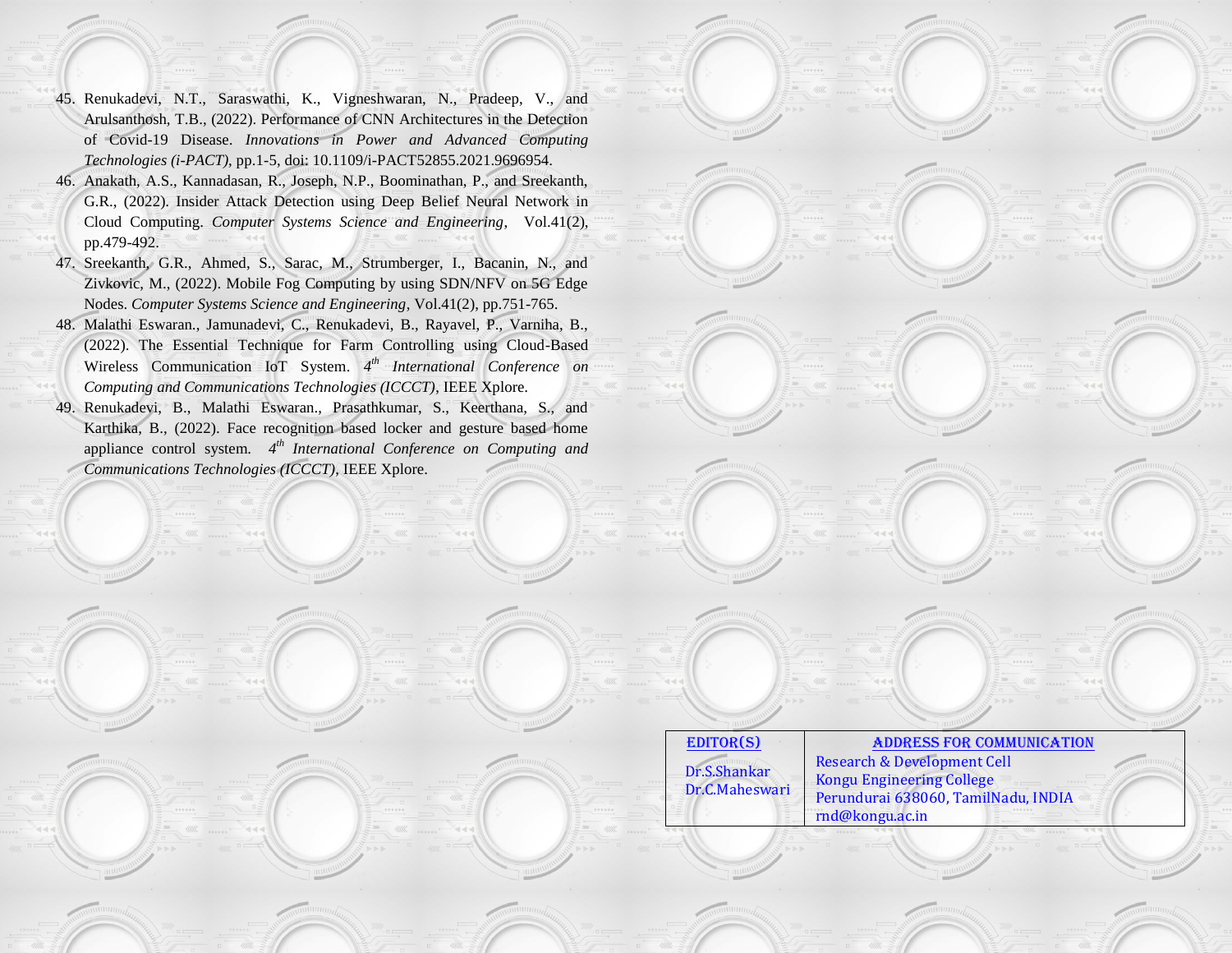45. Renukadevi, N.T., Saraswathi, K., Vigneshwaran, N., Pradeep, V., and Arulsanthosh, T.B., (2022). Performance of CNN Architectures in the Detection of Covid-19 Disease. *Innovations in Power and Advanced Computing Technologies (i-PACT)*, pp.1-5, doi: 10.1109/i-PACT52855.2021.9696954.
46. Anakath, A.S., Kannadasan, R., Joseph, N.P., Boominathan, P., and Sreekanth, G.R., (2022). Insider Attack Detection using Deep Belief Neural Network in Cloud Computing. *Computer Systems Science and Engineering*, Vol.41(2), pp.479-492.
47. Sreekanth, G.R., Ahmed, S., Sarac, M., Strumberger, I., Bacanin, N., and Zivkovic, M., (2022). Mobile Fog Computing by using SDN/NFV on 5G Edge Nodes. *Computer Systems Science and Engineering*, Vol.41(2), pp.751-765.
48. Malathi Eswaran., Jamunadevi, C., Renukadevi, B., Rayavel, P., Varniha, B., (2022). The Essential Technique for Farm Controlling using Cloud-Based Wireless Communication IoT System. *4th International Conference on Computing and Communications Technologies (ICCCT)*, IEEE Xplore.
49. Renukadevi, B., Malathi Eswaran., Prasathkumar, S., Keerthana, S., and Karthika, B., (2022). Face recognition based locker and gesture based home appliance control system. *4th International Conference on Computing and Communications Technologies (ICCCT)*, IEEE Xplore.

| EDITOR(S) | ADDRESS FOR COMMUNICATION |
| --- | --- |
| Dr.S.Shankar<br>Dr.C.Maheswari | Research & Development Cell<br>Kongu Engineering College<br>Perundurai 638060, TamilNadu, INDIA<br>rnd@kongu.ac.in |